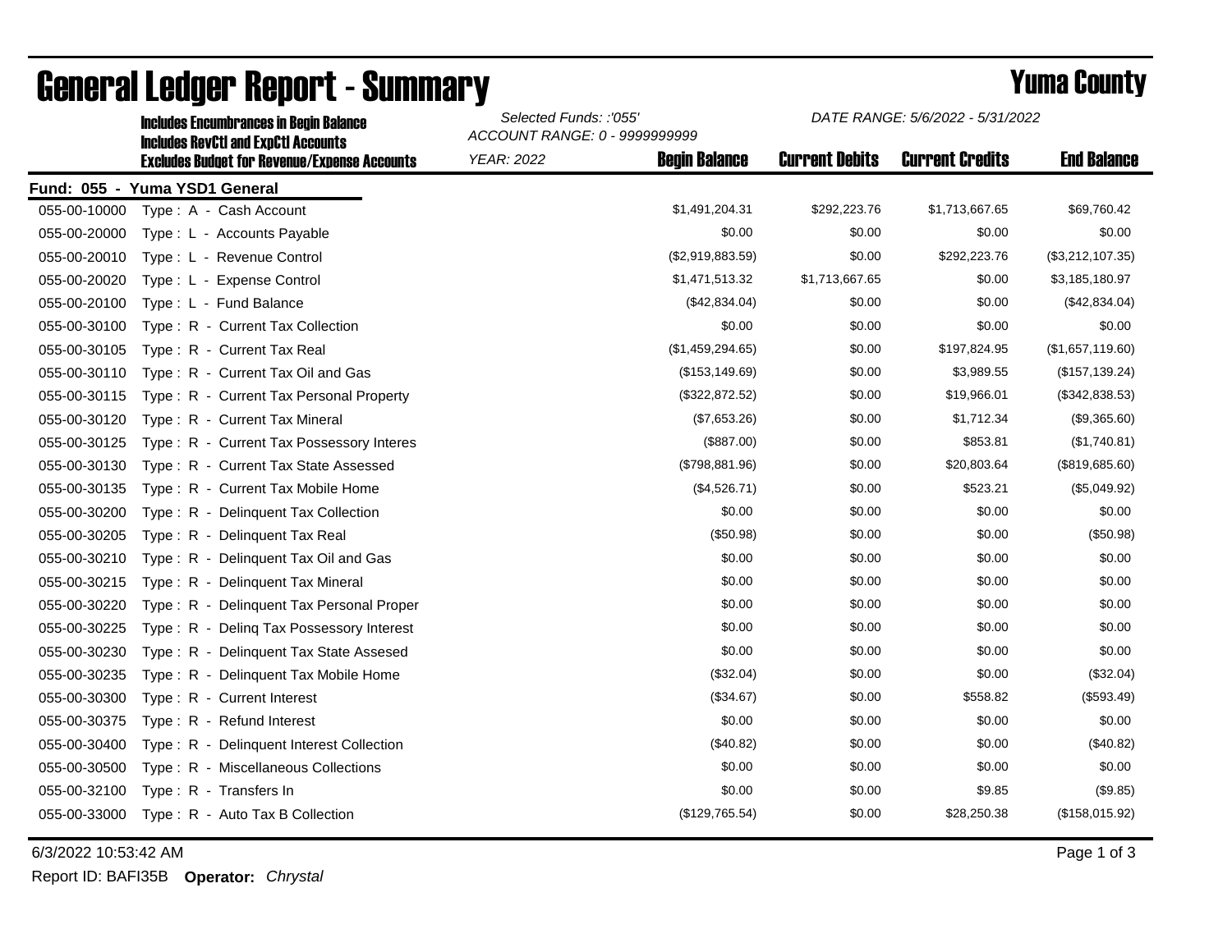# General Ledger Report - Summary

## Yuma County

**Includes Encumbrances in Begin Balance**
**Includes RevCtl and ExpCtl Accounts**
**Excludes Budget for Revenue/Expense Accounts**

*Selected Funds: :'055'*
*ACCOUNT RANGE: 0 - 9999999999*
*YEAR: 2022*

*DATE RANGE: 5/6/2022 - 5/31/2022*

**Fund: 055 - Yuma YSD1 General**

| Account | Description | Begin Balance | Current Debits | Current Credits | End Balance |
|---|---|---|---|---|---|
| 055-00-10000 | Type : A - Cash Account | $1,491,204.31 | $292,223.76 | $1,713,667.65 | $69,760.42 |
| 055-00-20000 | Type : L - Accounts Payable | $0.00 | $0.00 | $0.00 | $0.00 |
| 055-00-20010 | Type : L - Revenue Control | ($2,919,883.59) | $0.00 | $292,223.76 | ($3,212,107.35) |
| 055-00-20020 | Type : L - Expense Control | $1,471,513.32 | $1,713,667.65 | $0.00 | $3,185,180.97 |
| 055-00-20100 | Type : L - Fund Balance | ($42,834.04) | $0.00 | $0.00 | ($42,834.04) |
| 055-00-30100 | Type : R - Current Tax Collection | $0.00 | $0.00 | $0.00 | $0.00 |
| 055-00-30105 | Type : R - Current Tax Real | ($1,459,294.65) | $0.00 | $197,824.95 | ($1,657,119.60) |
| 055-00-30110 | Type : R - Current Tax Oil and Gas | ($153,149.69) | $0.00 | $3,989.55 | ($157,139.24) |
| 055-00-30115 | Type : R - Current Tax Personal Property | ($322,872.52) | $0.00 | $19,966.01 | ($342,838.53) |
| 055-00-30120 | Type : R - Current Tax Mineral | ($7,653.26) | $0.00 | $1,712.34 | ($9,365.60) |
| 055-00-30125 | Type : R - Current Tax Possessory Interes | ($887.00) | $0.00 | $853.81 | ($1,740.81) |
| 055-00-30130 | Type : R - Current Tax State Assessed | ($798,881.96) | $0.00 | $20,803.64 | ($819,685.60) |
| 055-00-30135 | Type : R - Current Tax Mobile Home | ($4,526.71) | $0.00 | $523.21 | ($5,049.92) |
| 055-00-30200 | Type : R - Delinquent Tax Collection | $0.00 | $0.00 | $0.00 | $0.00 |
| 055-00-30205 | Type : R - Delinquent Tax Real | ($50.98) | $0.00 | $0.00 | ($50.98) |
| 055-00-30210 | Type : R - Delinquent Tax Oil and Gas | $0.00 | $0.00 | $0.00 | $0.00 |
| 055-00-30215 | Type : R - Delinquent Tax Mineral | $0.00 | $0.00 | $0.00 | $0.00 |
| 055-00-30220 | Type : R - Delinquent Tax Personal Proper | $0.00 | $0.00 | $0.00 | $0.00 |
| 055-00-30225 | Type : R - Delinq Tax Possessory Interest | $0.00 | $0.00 | $0.00 | $0.00 |
| 055-00-30230 | Type : R - Delinquent Tax State Assesed | $0.00 | $0.00 | $0.00 | $0.00 |
| 055-00-30235 | Type : R - Delinquent Tax Mobile Home | ($32.04) | $0.00 | $0.00 | ($32.04) |
| 055-00-30300 | Type : R - Current Interest | ($34.67) | $0.00 | $558.82 | ($593.49) |
| 055-00-30375 | Type : R - Refund Interest | $0.00 | $0.00 | $0.00 | $0.00 |
| 055-00-30400 | Type : R - Delinquent Interest Collection | ($40.82) | $0.00 | $0.00 | ($40.82) |
| 055-00-30500 | Type : R - Miscellaneous Collections | $0.00 | $0.00 | $0.00 | $0.00 |
| 055-00-32100 | Type : R - Transfers In | $0.00 | $0.00 | $9.85 | ($9.85) |
| 055-00-33000 | Type : R - Auto Tax B Collection | ($129,765.54) | $0.00 | $28,250.38 | ($158,015.92) |

6/3/2022 10:53:42 AM

Report ID: BAFI35B **Operator:** *Chrystal*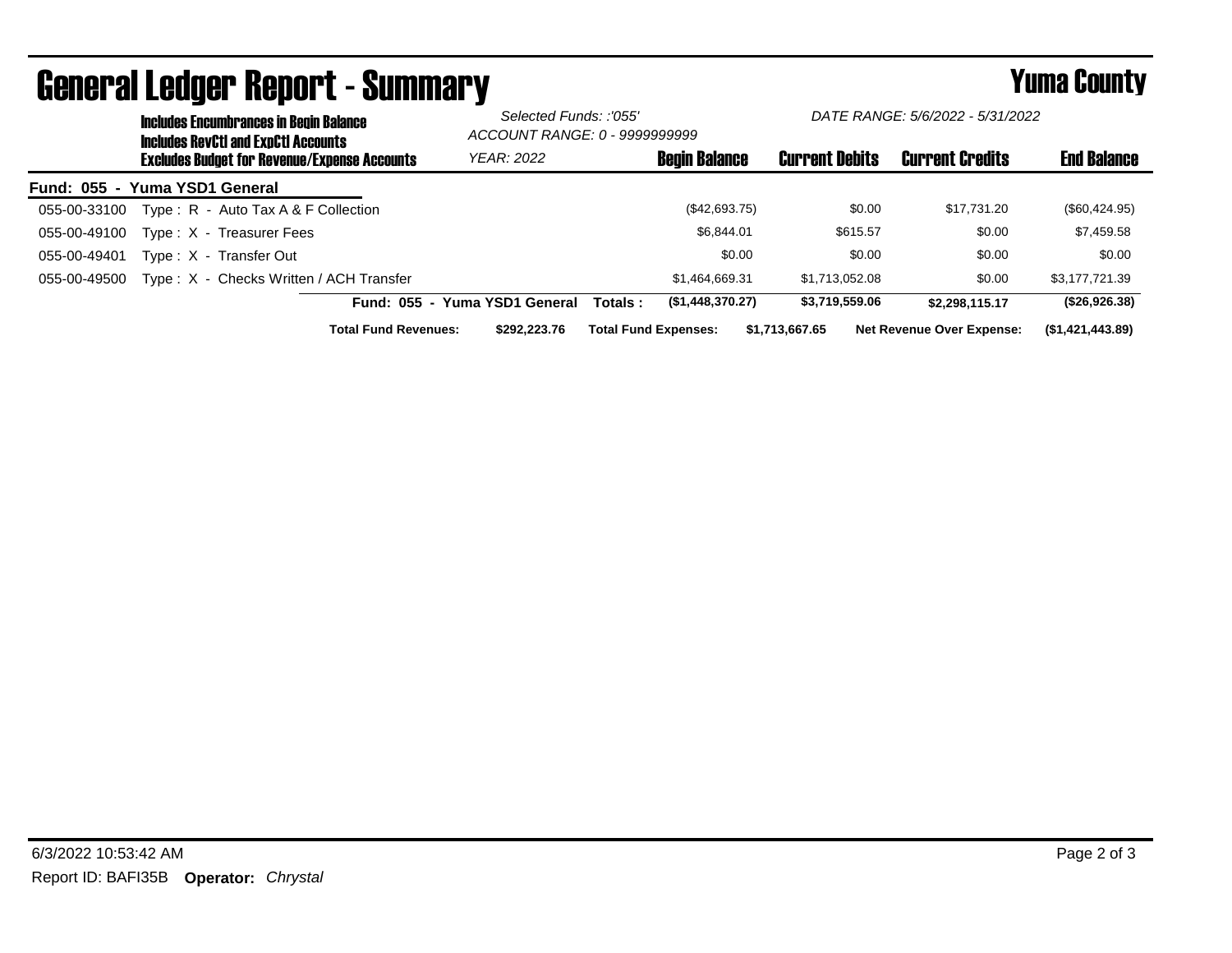# General Ledger Report - Summary

**Yuma County**

**Includes Encumbrances in Begin Balance**
**Includes RevCtl and ExpCtl Accounts**
**Excludes Budget for Revenue/Expense Accounts**

*Selected Funds: :'055'*
*ACCOUNT RANGE: 0 - 9999999999*
*YEAR: 2022*

*DATE RANGE: 5/6/2022 - 5/31/2022*

**Fund: 055 - Yuma YSD1 General**

| Account | Description | Begin Balance | Current Debits | Current Credits | End Balance |
|---|---|---|---|---|---|
| 055-00-33100 | Type : R - Auto Tax A & F Collection | ($42,693.75) | $0.00 | $17,731.20 | ($60,424.95) |
| 055-00-49100 | Type : X - Treasurer Fees | $6,844.01 | $615.57 | $0.00 | $7,459.58 |
| 055-00-49401 | Type : X - Transfer Out | $0.00 | $0.00 | $0.00 | $0.00 |
| 055-00-49500 | Type : X - Checks Written / ACH Transfer | $1,464,669.31 | $1,713,052.08 | $0.00 | $3,177,721.39 |
| | **Fund: 055 - Yuma YSD1 General Totals :** | **($1,448,370.27)** | **$3,719,559.06** | **$2,298,115.17** | **($26,926.38)** |

**Total Fund Revenues:** $292,223.76 **Total Fund Expenses:** $1,713,667.65 **Net Revenue Over Expense:** ($1,421,443.89)

6/3/2022 10:53:42 AM

Report ID: BAFI35B **Operator:** *Chrystal*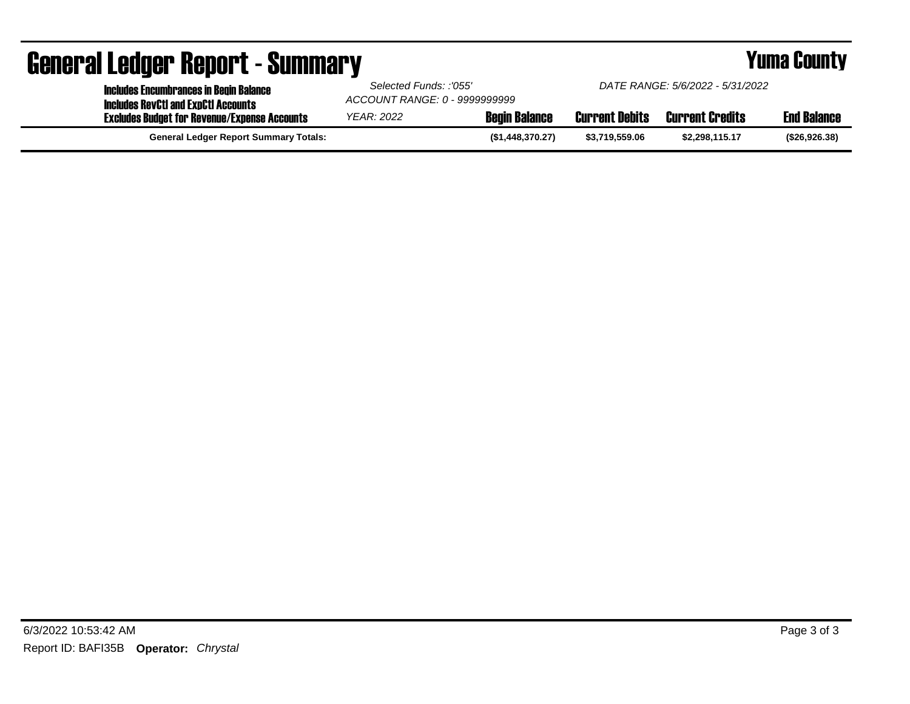# General Ledger Report - Summary

## Yuma County

**Includes Encumbrances in Begin Balance**
**Includes RevCtl and ExpCtl Accounts**
**Excludes Budget for Revenue/Expense Accounts**

*Selected Funds: :'055'*
*ACCOUNT RANGE: 0 - 9999999999*
*YEAR: 2022*

*DATE RANGE: 5/6/2022 - 5/31/2022*

| | Begin Balance | Current Debits | Current Credits | End Balance |
|---|---|---|---|---|
| **General Ledger Report Summary Totals:** | **($1,448,370.27)** | **$3,719,559.06** | **$2,298,115.17** | **($26,926.38)** |

6/3/2022 10:53:42 AM

Report ID: BAFI35B **Operator:** *Chrystal*